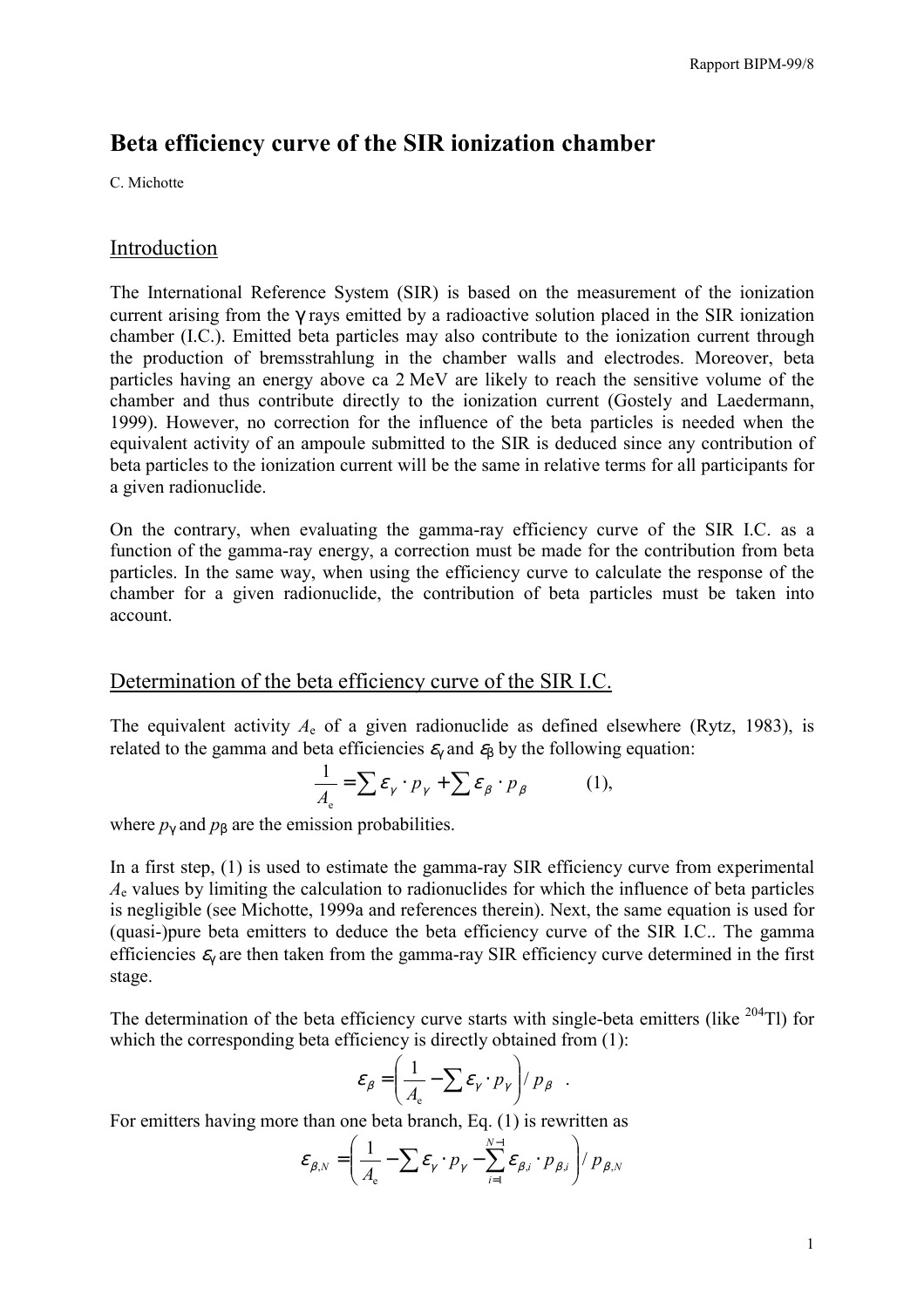# Beta efficiency curve of the SIR ionization chamber

C. Michotte

## Introduction

The International Reference System (SIR) is based on the measurement of the ionization current arising from the $\gamma$ rays emitted by a radioactive solution placed in the SIR ionization chamber (I.C.). Emitted beta particles may also contribute to the ionization current through the production of bremsstrahlung in the chamber walls and electrodes. Moreover, beta particles having an energy above ca 2 MeV are likely to reach the sensitive volume of the chamber and thus contribute directly to the ionization current (Gostely and Laedermann, 1999). However, no correction for the influence of the beta particles is needed when the equivalent activity of an ampoule submitted to the SIR is deduced since any contribution of beta particles to the ionization current will be the same in relative terms for all participants for a given radionuclide.

On the contrary, when evaluating the gamma-ray efficiency curve of the SIR I.C. as a function of the gamma-ray energy, a correction must be made for the contribution from beta particles. In the same way, when using the efficiency curve to calculate the response of the chamber for a given radionuclide, the contribution of beta particles must be taken into account.

## Determination of the beta efficiency curve of the SIR I.C.

The equivalent activity $A_e$ of a given radionuclide as defined elsewhere (Rytz, 1983), is related to the gamma and beta efficiencies $\varepsilon_\gamma$ and $\varepsilon_\beta$ by the following equation:

$$\frac{1}{A_e} = \sum \varepsilon_\gamma \cdot p_\gamma + \sum \varepsilon_\beta \cdot p_\beta \qquad (1),$$

where $p_\gamma$ and $p_\beta$ are the emission probabilities.

In a first step, (1) is used to estimate the gamma-ray SIR efficiency curve from experimental $A_e$ values by limiting the calculation to radionuclides for which the influence of beta particles is negligible (see Michotte, 1999a and references therein). Next, the same equation is used for (quasi-)pure beta emitters to deduce the beta efficiency curve of the SIR I.C.. The gamma efficiencies $\varepsilon_\gamma$ are then taken from the gamma-ray SIR efficiency curve determined in the first stage.

The determination of the beta efficiency curve starts with single-beta emitters (like $^{204}$Tl) for which the corresponding beta efficiency is directly obtained from (1):

$$\varepsilon_\beta = \left( \frac{1}{A_e} - \sum \varepsilon_\gamma \cdot p_\gamma \right) / \, p_\beta \quad .$$

For emitters having more than one beta branch, Eq. (1) is rewritten as

$$\varepsilon_{\beta,N} = \left( \frac{1}{A_e} - \sum \varepsilon_\gamma \cdot p_\gamma - \sum_{i=1}^{N-1} \varepsilon_{\beta,i} \cdot p_{\beta,i} \right) / \, p_{\beta,N}$$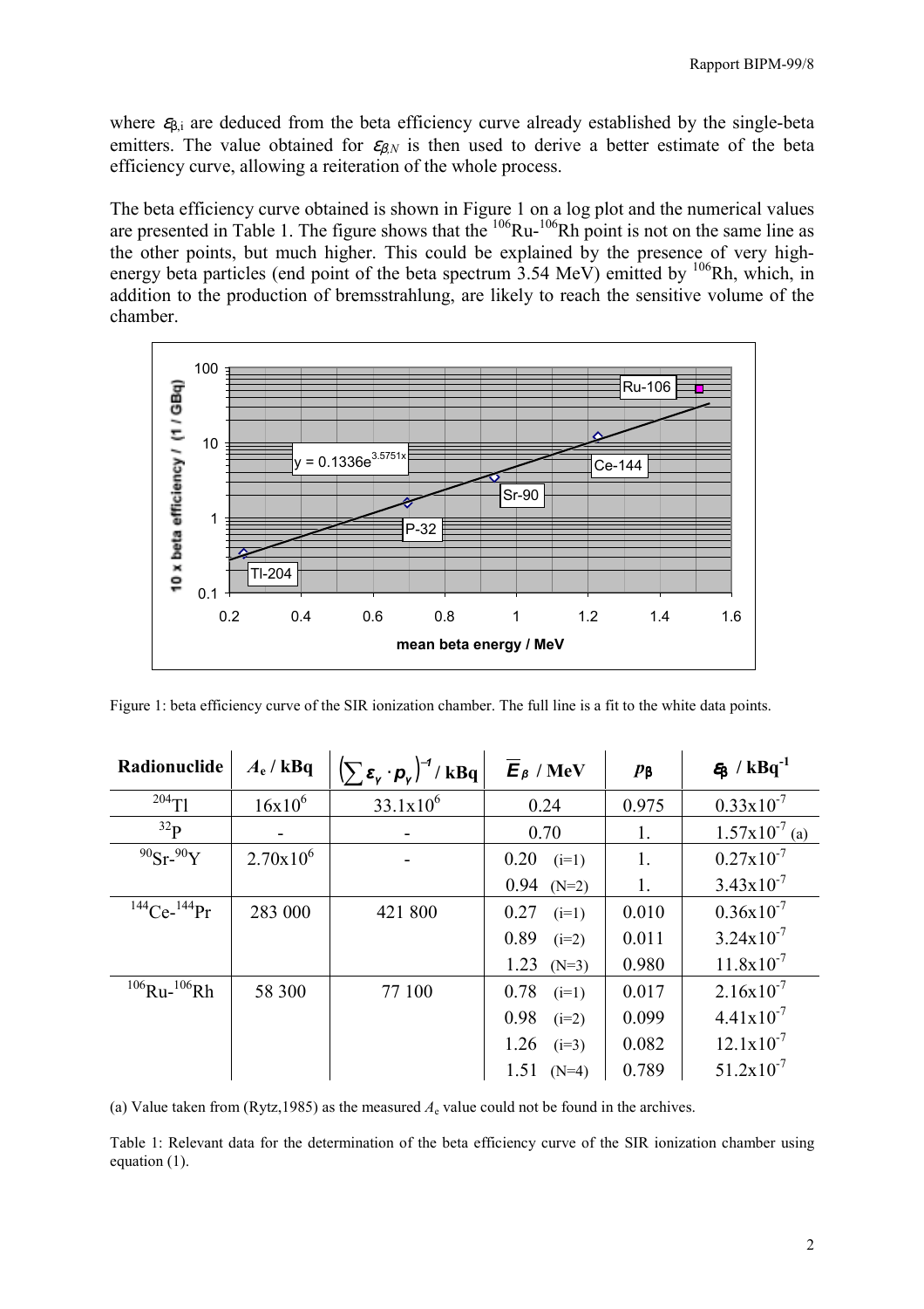where $\varepsilon_{\beta,i}$ are deduced from the beta efficiency curve already established by the single-beta emitters. The value obtained for $\varepsilon_{\beta,N}$ is then used to derive a better estimate of the beta efficiency curve, allowing a reiteration of the whole process.

The beta efficiency curve obtained is shown in Figure 1 on a log plot and the numerical values are presented in Table 1. The figure shows that the $^{106}$Ru-$^{106}$Rh point is not on the same line as the other points, but much higher. This could be explained by the presence of very high-energy beta particles (end point of the beta spectrum 3.54 MeV) emitted by $^{106}$Rh, which, in addition to the production of bremsstrahlung, are likely to reach the sensitive volume of the chamber.

Figure 1: beta efficiency curve of the SIR ionization chamber. The full line is a fit to the white data points.

| Radionuclide | $A_e$ / kBq | $\left(\sum \varepsilon_\gamma \cdot p_\gamma\right)^{-1}$ / kBq | $\overline{E}_\beta$ / MeV | $p_\beta$ | $\varepsilon_\beta$ / kBq$^{-1}$ |
|---|---|---|---|---|---|
| $^{204}$Tl | $16 \times 10^6$ | $33.1 \times 10^6$ | 0.24 | 0.975 | $0.33 \times 10^{-7}$ |
| $^{32}$P | - | - | 0.70 | 1. | $1.57 \times 10^{-7}$ (a) |
| $^{90}$Sr-$^{90}$Y | $2.70 \times 10^6$ | - | 0.20 (i=1) | 1. | $0.27 \times 10^{-7}$ |
| | | | 0.94 (N=2) | 1. | $3.43 \times 10^{-7}$ |
| $^{144}$Ce-$^{144}$Pr | 283 000 | 421 800 | 0.27 (i=1) | 0.010 | $0.36 \times 10^{-7}$ |
| | | | 0.89 (i=2) | 0.011 | $3.24 \times 10^{-7}$ |
| | | | 1.23 (N=3) | 0.980 | $11.8 \times 10^{-7}$ |
| $^{106}$Ru-$^{106}$Rh | 58 300 | 77 100 | 0.78 (i=1) | 0.017 | $2.16 \times 10^{-7}$ |
| | | | 0.98 (i=2) | 0.099 | $4.41 \times 10^{-7}$ |
| | | | 1.26 (i=3) | 0.082 | $12.1 \times 10^{-7}$ |
| | | | 1.51 (N=4) | 0.789 | $51.2 \times 10^{-7}$ |

(a) Value taken from (Rytz,1985) as the measured $A_e$ value could not be found in the archives.

Table 1: Relevant data for the determination of the beta efficiency curve of the SIR ionization chamber using equation (1).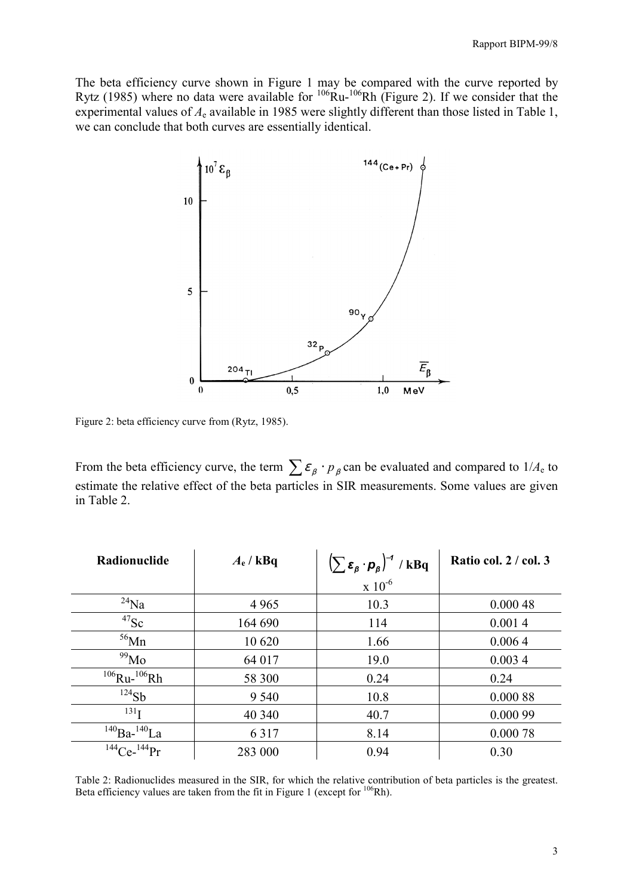The beta efficiency curve shown in Figure 1 may be compared with the curve reported by Rytz (1985) where no data were available for $^{106}$Ru-$^{106}$Rh (Figure 2). If we consider that the experimental values of $A_e$ available in 1985 were slightly different than those listed in Table 1, we can conclude that both curves are essentially identical.

Figure 2: beta efficiency curve from (Rytz, 1985).

From the beta efficiency curve, the term $\sum \varepsilon_\beta \cdot p_\beta$ can be evaluated and compared to $1/A_e$ to estimate the relative effect of the beta particles in SIR measurements. Some values are given in Table 2.

| Radionuclide | $A_e$ / kBq | $\left(\sum \varepsilon_\beta \cdot p_\beta\right)^{-1}$ / kBq x $10^{-6}$ | Ratio col. 2 / col. 3 |
|---|---|---|---|
| $^{24}$Na | 4 965 | 10.3 | 0.000 48 |
| $^{47}$Sc | 164 690 | 114 | 0.001 4 |
| $^{56}$Mn | 10 620 | 1.66 | 0.006 4 |
| $^{99}$Mo | 64 017 | 19.0 | 0.003 4 |
| $^{106}$Ru-$^{106}$Rh | 58 300 | 0.24 | 0.24 |
| $^{124}$Sb | 9 540 | 10.8 | 0.000 88 |
| $^{131}$I | 40 340 | 40.7 | 0.000 99 |
| $^{140}$Ba-$^{140}$La | 6 317 | 8.14 | 0.000 78 |
| $^{144}$Ce-$^{144}$Pr | 283 000 | 0.94 | 0.30 |

Table 2: Radionuclides measured in the SIR, for which the relative contribution of beta particles is the greatest. Beta efficiency values are taken from the fit in Figure 1 (except for $^{106}$Rh).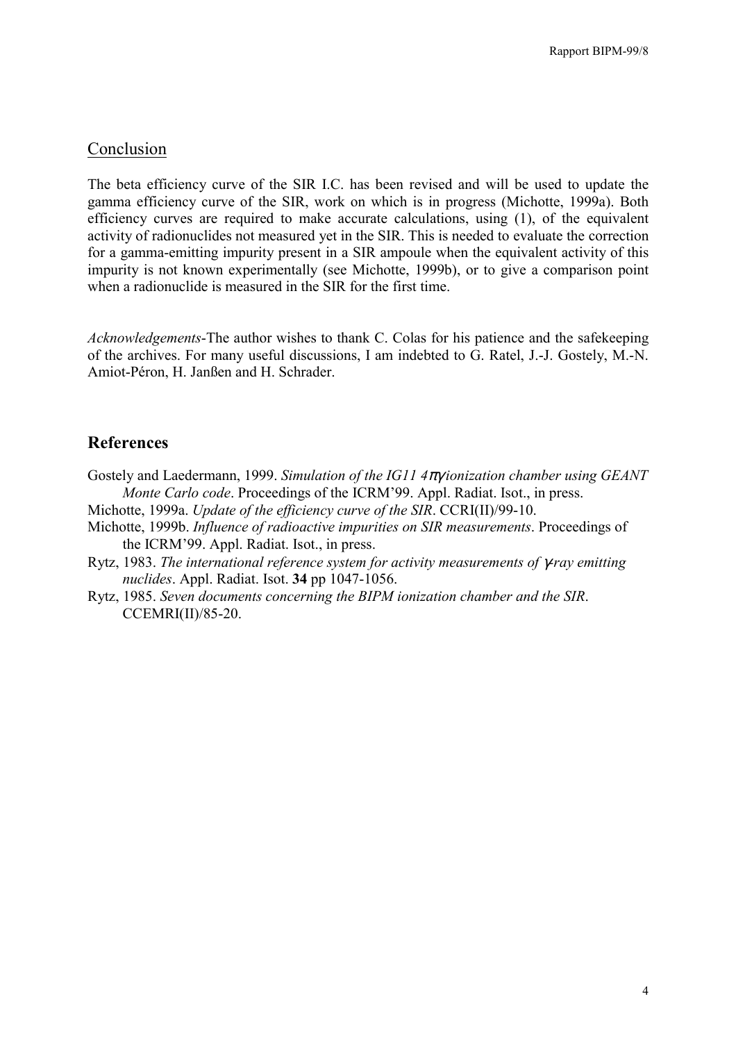## Conclusion

The beta efficiency curve of the SIR I.C. has been revised and will be used to update the gamma efficiency curve of the SIR, work on which is in progress (Michotte, 1999a). Both efficiency curves are required to make accurate calculations, using (1), of the equivalent activity of radionuclides not measured yet in the SIR. This is needed to evaluate the correction for a gamma-emitting impurity present in a SIR ampoule when the equivalent activity of this impurity is not known experimentally (see Michotte, 1999b), or to give a comparison point when a radionuclide is measured in the SIR for the first time.

*Acknowledgements*-The author wishes to thank C. Colas for his patience and the safekeeping of the archives. For many useful discussions, I am indebted to G. Ratel, J.-J. Gostely, M.-N. Amiot-Péron, H. Janßen and H. Schrader.

## References

Gostely and Laedermann, 1999. *Simulation of the IG11 $4\pi\gamma$ ionization chamber using GEANT Monte Carlo code*. Proceedings of the ICRM'99. Appl. Radiat. Isot., in press.

Michotte, 1999a. *Update of the efficiency curve of the SIR*. CCRI(II)/99-10.

Michotte, 1999b. *Influence of radioactive impurities on SIR measurements*. Proceedings of the ICRM'99. Appl. Radiat. Isot., in press.

Rytz, 1983. *The international reference system for activity measurements of $\gamma$-ray emitting nuclides*. Appl. Radiat. Isot. **34** pp 1047-1056.

Rytz, 1985. *Seven documents concerning the BIPM ionization chamber and the SIR*. CCEMRI(II)/85-20.